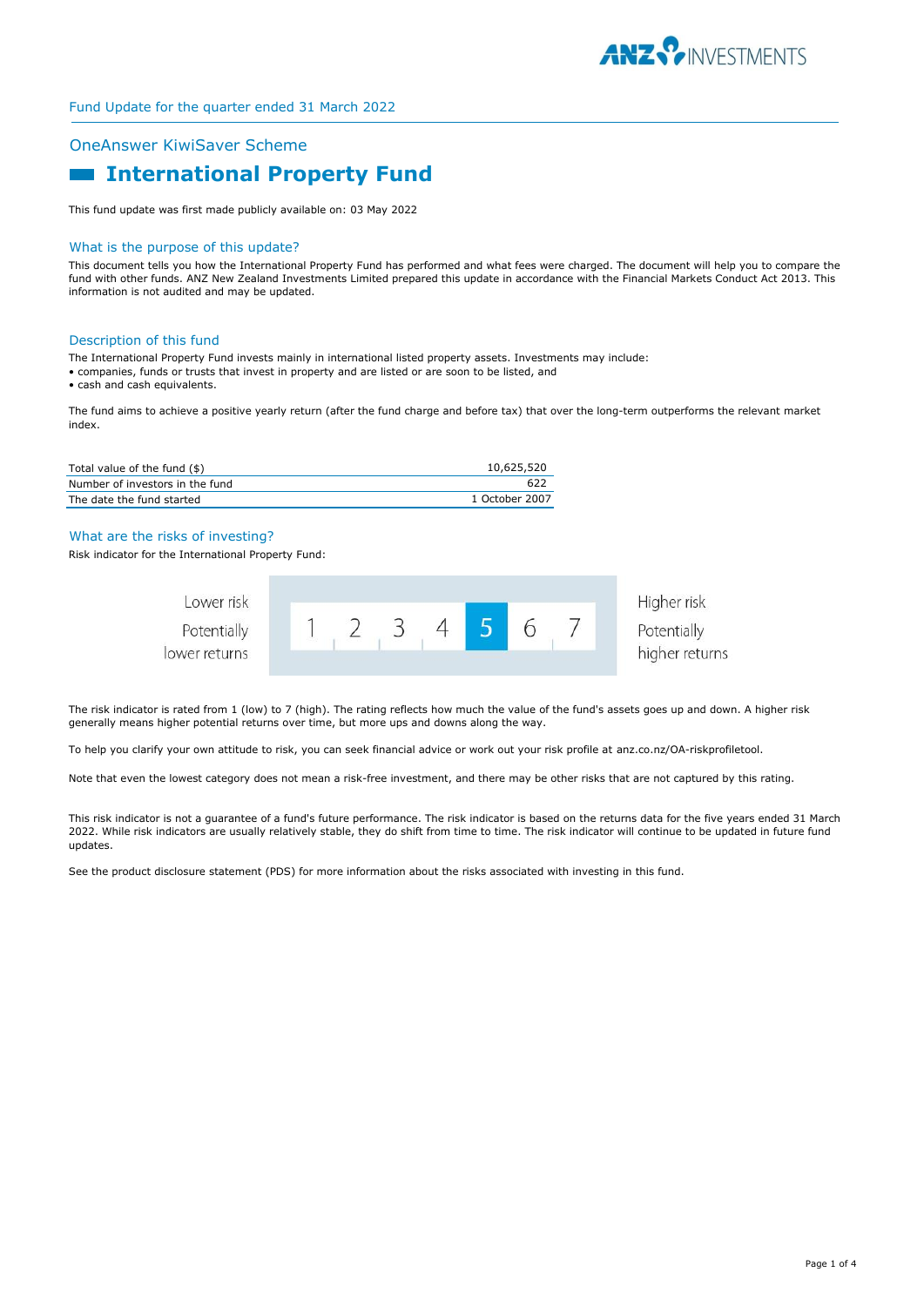Fund Update for the quarter ended 31 March 2022

## OneAnswer KiwiSaver Scheme

# International Property Fund

This fund update was first made publicly available on: 03 May 2022

## What is the purpose of this update?

This document tells you how the International Property Fund has performed and what fees were charged. The document will help you to compare the fund with other funds. ANZ New Zealand Investments Limited prepared this update in accordance with the Financial Markets Conduct Act 2013. This information is not audited and may be updated.

## Description of this fund

The International Property Fund invests mainly in international listed property assets. Investments may include:

- companies, funds or trusts that invest in property and are listed or are soon to be listed, and
- cash and cash equivalents.

The fund aims to achieve a positive yearly return (after the fund charge and before tax) that over the long-term outperforms the relevant market index.

| | |
|---|---|
| Total value of the fund ($) | 10,625,520 |
| Number of investors in the fund | 622 |
| The date the fund started | 1 October 2007 |

## What are the risks of investing?

Risk indicator for the International Property Fund:

| Lower risk<br>Potentially lower returns | 1 | 2 | 3 | 4 | **5** | 6 | 7 | Higher risk<br>Potentially higher returns |
|---|---|---|---|---|---|---|---|---|

The risk indicator is rated from 1 (low) to 7 (high). The rating reflects how much the value of the fund's assets goes up and down. A higher risk generally means higher potential returns over time, but more ups and downs along the way.

To help you clarify your own attitude to risk, you can seek financial advice or work out your risk profile at anz.co.nz/OA-riskprofiletool.

Note that even the lowest category does not mean a risk-free investment, and there may be other risks that are not captured by this rating.

This risk indicator is not a guarantee of a fund's future performance. The risk indicator is based on the returns data for the five years ended 31 March 2022. While risk indicators are usually relatively stable, they do shift from time to time. The risk indicator will continue to be updated in future fund updates.

See the product disclosure statement (PDS) for more information about the risks associated with investing in this fund.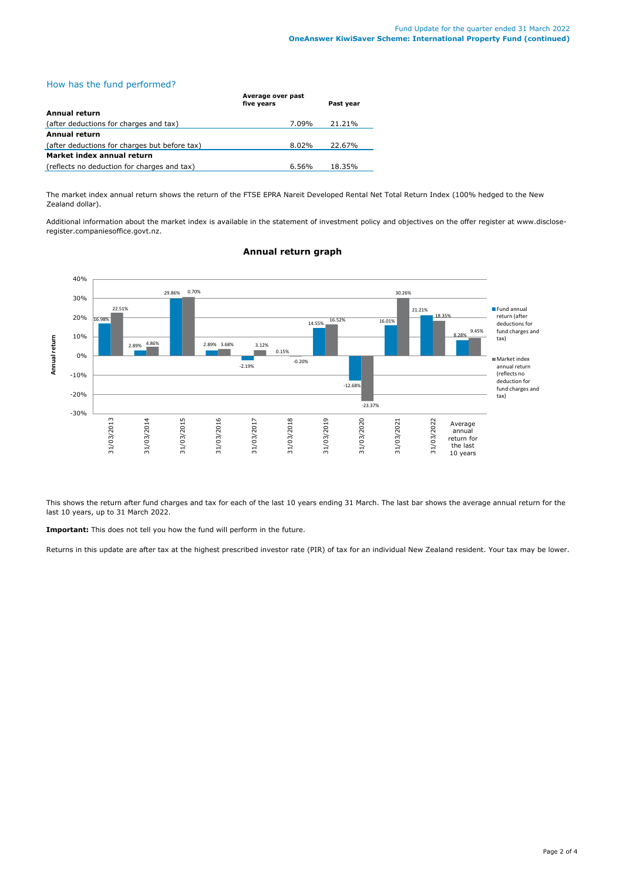## How has the fund performed?

| | Average over past five years | Past year |
|---|---|---|
| **Annual return** | | |
| (after deductions for charges and tax) | 7.09% | 21.21% |
| **Annual return** | | |
| (after deductions for charges but before tax) | 8.02% | 22.67% |
| **Market index annual return** | | |
| (reflects no deduction for charges and tax) | 6.56% | 18.35% |

The market index annual return shows the return of the FTSE EPRA Nareit Developed Rental Net Total Return Index (100% hedged to the New Zealand dollar).

Additional information about the market index is available in the statement of investment policy and objectives on the offer register at www.disclose-register.companiesoffice.govt.nz.

### Annual return graph

| | Fund annual return (after deductions for fund charges and tax) | Market index annual return (reflects no deduction for fund charges and tax) |
|---|---|---|
| 31/03/2013 | 16.98% | 22.51% |
| 31/03/2014 | 2.89% | 4.86% |
| 31/03/2015 | 29.86% | 0.70% |
| 31/03/2016 | 2.89% | 3.68% |
| 31/03/2017 | -2.19% | 3.12% |
| 31/03/2018 | 0.15% | -0.20% |
| 31/03/2019 | 14.55% | 16.52% |
| 31/03/2020 | -12.68% | -23.37% |
| 31/03/2021 | 16.01% | 30.26% |
| 31/03/2022 | 21.21% | 18.35% |
| Average annual return for the last 10 years | 8.28% | 9.45% |

This shows the return after fund charges and tax for each of the last 10 years ending 31 March. The last bar shows the average annual return for the last 10 years, up to 31 March 2022.

**Important:** This does not tell you how the fund will perform in the future.

Returns in this update are after tax at the highest prescribed investor rate (PIR) of tax for an individual New Zealand resident. Your tax may be lower.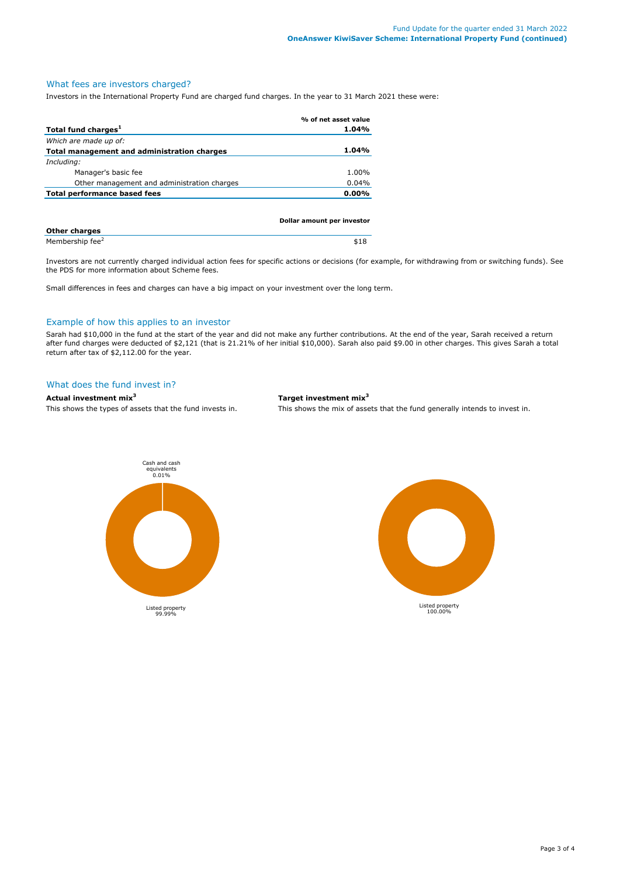## What fees are investors charged?

Investors in the International Property Fund are charged fund charges. In the year to 31 March 2021 these were:

| | % of net asset value |
|---|---|
| **Total fund charges**[1] | **1.04%** |
| *Which are made up of:* | |
| **Total management and administration charges** | **1.04%** |
| *Including:* | |
| Manager's basic fee | 1.00% |
| Other management and administration charges | 0.04% |
| **Total performance based fees** | **0.00%** |

| | Dollar amount per investor |
|---|---|
| **Other charges** | |
| Membership fee[2] | $18 |

Investors are not currently charged individual action fees for specific actions or decisions (for example, for withdrawing from or switching funds). See the PDS for more information about Scheme fees.

Small differences in fees and charges can have a big impact on your investment over the long term.

## Example of how this applies to an investor

Sarah had $10,000 in the fund at the start of the year and did not make any further contributions. At the end of the year, Sarah received a return after fund charges were deducted of $2,121 (that is 21.21% of her initial $10,000). Sarah also paid $9.00 in other charges. This gives Sarah a total return after tax of $2,112.00 for the year.

## What does the fund invest in?

**Actual investment mix**[3]

This shows the types of assets that the fund invests in.

- Cash and cash equivalents 0.01%
- Listed property 99.99%

**Target investment mix**[3]

This shows the mix of assets that the fund generally intends to invest in.

- Listed property 100.00%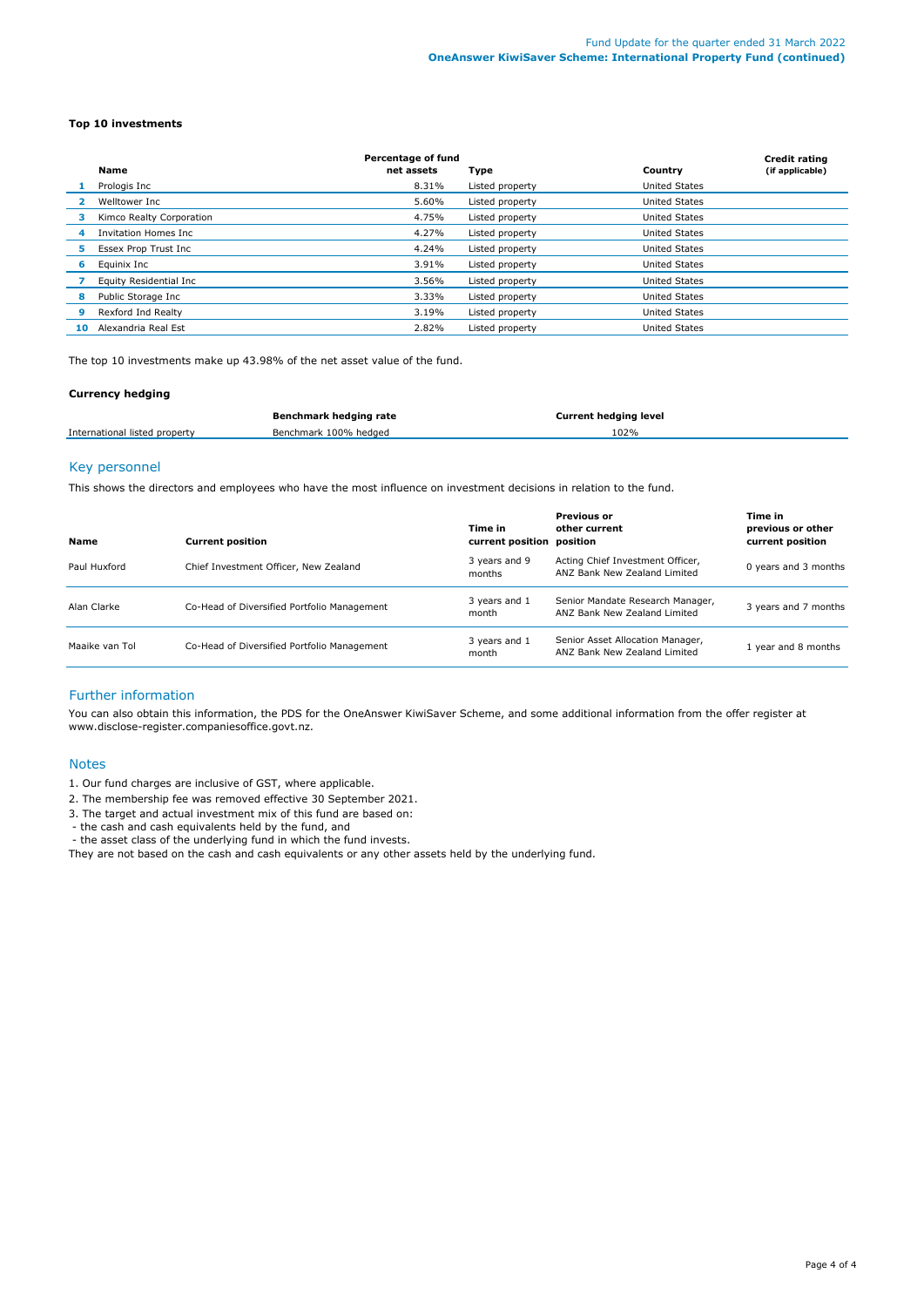### Top 10 investments

| | Name | Percentage of fund net assets | Type | Country | Credit rating (if applicable) |
|---|---|---|---|---|---|
| 1 | Prologis Inc | 8.31% | Listed property | United States | |
| 2 | Welltower Inc | 5.60% | Listed property | United States | |
| 3 | Kimco Realty Corporation | 4.75% | Listed property | United States | |
| 4 | Invitation Homes Inc | 4.27% | Listed property | United States | |
| 5 | Essex Prop Trust Inc | 4.24% | Listed property | United States | |
| 6 | Equinix Inc | 3.91% | Listed property | United States | |
| 7 | Equity Residential Inc | 3.56% | Listed property | United States | |
| 8 | Public Storage Inc | 3.33% | Listed property | United States | |
| 9 | Rexford Ind Realty | 3.19% | Listed property | United States | |
| 10 | Alexandria Real Est | 2.82% | Listed property | United States | |

The top 10 investments make up 43.98% of the net asset value of the fund.

### Currency hedging

| | Benchmark hedging rate | Current hedging level |
|---|---|---|
| International listed property | Benchmark 100% hedged | 102% |

## Key personnel

This shows the directors and employees who have the most influence on investment decisions in relation to the fund.

| Name | Current position | Time in current position | Previous or other current position | Time in previous or other current position |
|---|---|---|---|---|
| Paul Huxford | Chief Investment Officer, New Zealand | 3 years and 9 months | Acting Chief Investment Officer, ANZ Bank New Zealand Limited | 0 years and 3 months |
| Alan Clarke | Co-Head of Diversified Portfolio Management | 3 years and 1 month | Senior Mandate Research Manager, ANZ Bank New Zealand Limited | 3 years and 7 months |
| Maaike van Tol | Co-Head of Diversified Portfolio Management | 3 years and 1 month | Senior Asset Allocation Manager, ANZ Bank New Zealand Limited | 1 year and 8 months |

## Further information

You can also obtain this information, the PDS for the OneAnswer KiwiSaver Scheme, and some additional information from the offer register at www.disclose-register.companiesoffice.govt.nz.

## Notes

1. Our fund charges are inclusive of GST, where applicable.
2. The membership fee was removed effective 30 September 2021.
3. The target and actual investment mix of this fund are based on:
   - the cash and cash equivalents held by the fund, and
   - the asset class of the underlying fund in which the fund invests.

They are not based on the cash and cash equivalents or any other assets held by the underlying fund.